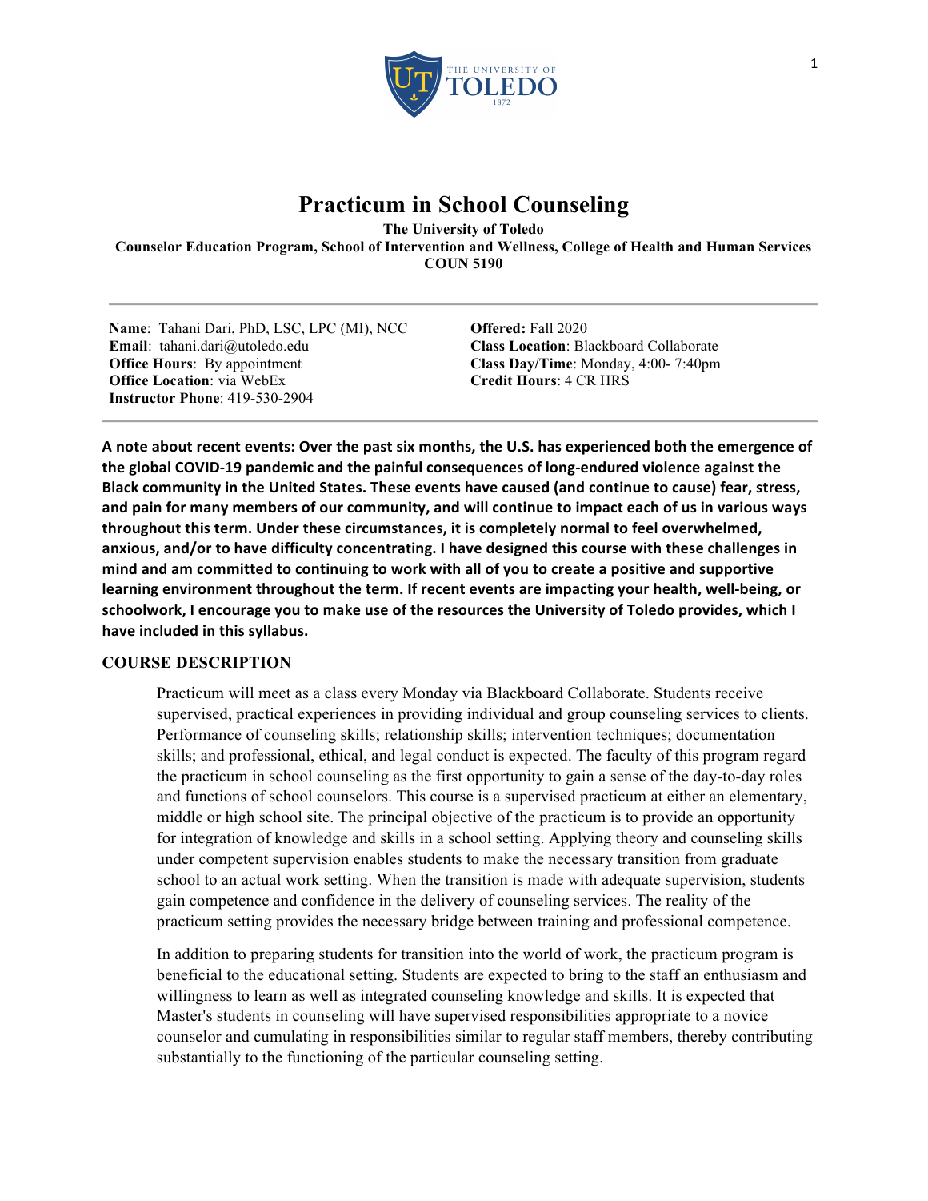# Practicum in School Counseling

**The University of Toledo**
**Counselor Education Program, School of Intervention and Wellness, College of Health and Human Services**
**COUN 5190**

---

**Name**: Tahani Dari, PhD, LSC, LPC (MI), NCC
**Email**: tahani.dari@utoledo.edu
**Office Hours**: By appointment
**Office Location**: via WebEx
**Instructor Phone**: 419-530-2904

**Offered:** Fall 2020
**Class Location**: Blackboard Collaborate
**Class Day/Time**: Monday, 4:00- 7:40pm
**Credit Hours**: 4 CR HRS

---

**A note about recent events: Over the past six months, the U.S. has experienced both the emergence of the global COVID-19 pandemic and the painful consequences of long-endured violence against the Black community in the United States. These events have caused (and continue to cause) fear, stress, and pain for many members of our community, and will continue to impact each of us in various ways throughout this term. Under these circumstances, it is completely normal to feel overwhelmed, anxious, and/or to have difficulty concentrating. I have designed this course with these challenges in mind and am committed to continuing to work with all of you to create a positive and supportive learning environment throughout the term. If recent events are impacting your health, well-being, or schoolwork, I encourage you to make use of the resources the University of Toledo provides, which I have included in this syllabus.**

## COURSE DESCRIPTION

Practicum will meet as a class every Monday via Blackboard Collaborate. Students receive supervised, practical experiences in providing individual and group counseling services to clients. Performance of counseling skills; relationship skills; intervention techniques; documentation skills; and professional, ethical, and legal conduct is expected. The faculty of this program regard the practicum in school counseling as the first opportunity to gain a sense of the day-to-day roles and functions of school counselors. This course is a supervised practicum at either an elementary, middle or high school site. The principal objective of the practicum is to provide an opportunity for integration of knowledge and skills in a school setting. Applying theory and counseling skills under competent supervision enables students to make the necessary transition from graduate school to an actual work setting. When the transition is made with adequate supervision, students gain competence and confidence in the delivery of counseling services. The reality of the practicum setting provides the necessary bridge between training and professional competence.

In addition to preparing students for transition into the world of work, the practicum program is beneficial to the educational setting. Students are expected to bring to the staff an enthusiasm and willingness to learn as well as integrated counseling knowledge and skills. It is expected that Master's students in counseling will have supervised responsibilities appropriate to a novice counselor and cumulating in responsibilities similar to regular staff members, thereby contributing substantially to the functioning of the particular counseling setting.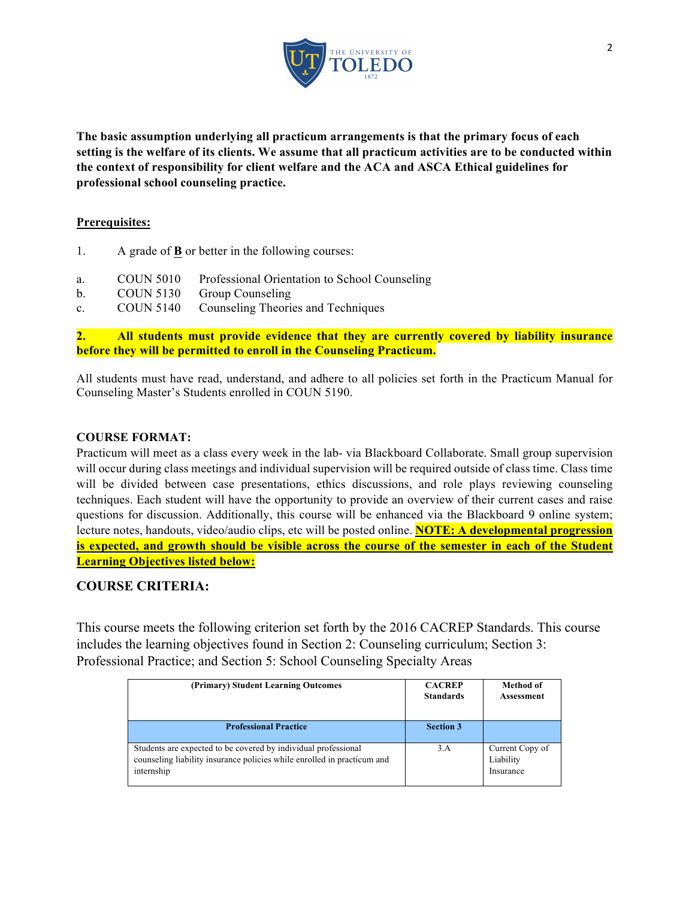**The basic assumption underlying all practicum arrangements is that the primary focus of each setting is the welfare of its clients. We assume that all practicum activities are to be conducted within the context of responsibility for client welfare and the ACA and ASCA Ethical guidelines for professional school counseling practice.**

**Prerequisites:**

1. A grade of **B** or better in the following courses:

a. COUN 5010 Professional Orientation to School Counseling
b. COUN 5130 Group Counseling
c. COUN 5140 Counseling Theories and Techniques

**2. All students must provide evidence that they are currently covered by liability insurance before they will be permitted to enroll in the Counseling Practicum.**

All students must have read, understand, and adhere to all policies set forth in the Practicum Manual for Counseling Master's Students enrolled in COUN 5190.

**COURSE FORMAT:**
Practicum will meet as a class every week in the lab- via Blackboard Collaborate. Small group supervision will occur during class meetings and individual supervision will be required outside of class time. Class time will be divided between case presentations, ethics discussions, and role plays reviewing counseling techniques. Each student will have the opportunity to provide an overview of their current cases and raise questions for discussion. Additionally, this course will be enhanced via the Blackboard 9 online system; lecture notes, handouts, video/audio clips, etc will be posted online. **NOTE: A developmental progression is expected, and growth should be visible across the course of the semester in each of the Student Learning Objectives listed below:**

## COURSE CRITERIA:

This course meets the following criterion set forth by the 2016 CACREP Standards. This course includes the learning objectives found in Section 2: Counseling curriculum; Section 3: Professional Practice; and Section 5: School Counseling Specialty Areas

| (Primary) Student Learning Outcomes | CACREP Standards | Method of Assessment |
|---|---|---|
| **Professional Practice** | **Section 3** | |
| Students are expected to be covered by individual professional counseling liability insurance policies while enrolled in practicum and internship | 3.A | Current Copy of Liability Insurance |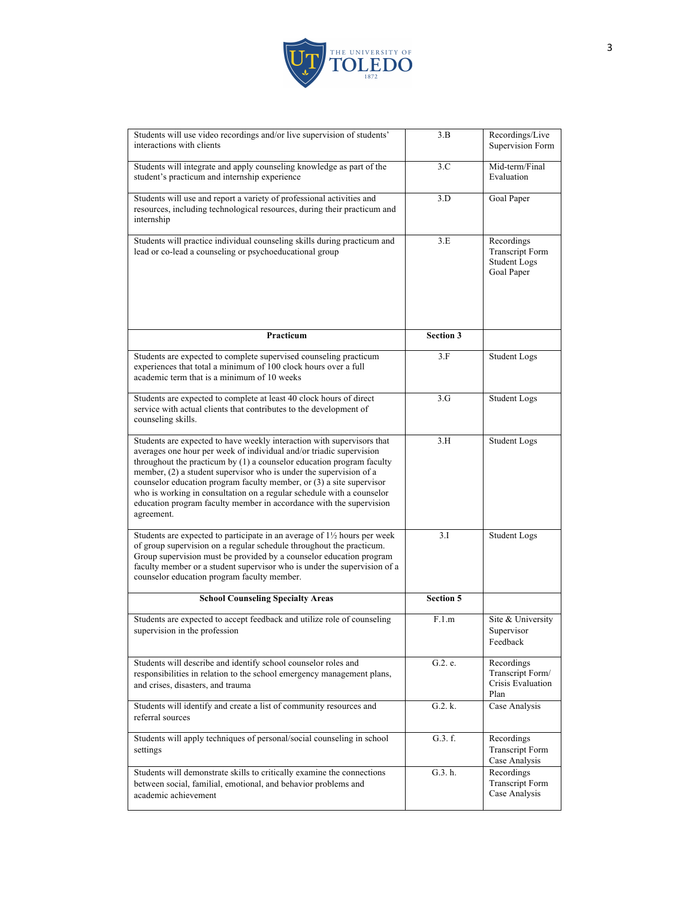| Students will use video recordings and/or live supervision of students' interactions with clients | 3.B | Recordings/Live Supervision Form |
|---|---|---|
| Students will integrate and apply counseling knowledge as part of the student's practicum and internship experience | 3.C | Mid-term/Final Evaluation |
| Students will use and report a variety of professional activities and resources, including technological resources, during their practicum and internship | 3.D | Goal Paper |
| Students will practice individual counseling skills during practicum and lead or co-lead a counseling or psychoeducational group | 3.E | Recordings<br>Transcript Form<br>Student Logs<br>Goal Paper |
| **Practicum** | **Section 3** | |
| Students are expected to complete supervised counseling practicum experiences that total a minimum of 100 clock hours over a full academic term that is a minimum of 10 weeks | 3.F | Student Logs |
| Students are expected to complete at least 40 clock hours of direct service with actual clients that contributes to the development of counseling skills. | 3.G | Student Logs |
| Students are expected to have weekly interaction with supervisors that averages one hour per week of individual and/or triadic supervision throughout the practicum by (1) a counselor education program faculty member, (2) a student supervisor who is under the supervision of a counselor education program faculty member, or (3) a site supervisor who is working in consultation on a regular schedule with a counselor education program faculty member in accordance with the supervision agreement. | 3.H | Student Logs |
| Students are expected to participate in an average of 1½ hours per week of group supervision on a regular schedule throughout the practicum. Group supervision must be provided by a counselor education program faculty member or a student supervisor who is under the supervision of a counselor education program faculty member. | 3.I | Student Logs |
| **School Counseling Specialty Areas** | **Section 5** | |
| Students are expected to accept feedback and utilize role of counseling supervision in the profession | F.1.m | Site & University Supervisor Feedback |
| Students will describe and identify school counselor roles and responsibilities in relation to the school emergency management plans, and crises, disasters, and trauma | G.2. e. | Recordings Transcript Form/ Crisis Evaluation Plan |
| Students will identify and create a list of community resources and referral sources | G.2. k. | Case Analysis |
| Students will apply techniques of personal/social counseling in school settings | G.3. f. | Recordings<br>Transcript Form<br>Case Analysis |
| Students will demonstrate skills to critically examine the connections between social, familial, emotional, and behavior problems and academic achievement | G.3. h. | Recordings<br>Transcript Form<br>Case Analysis |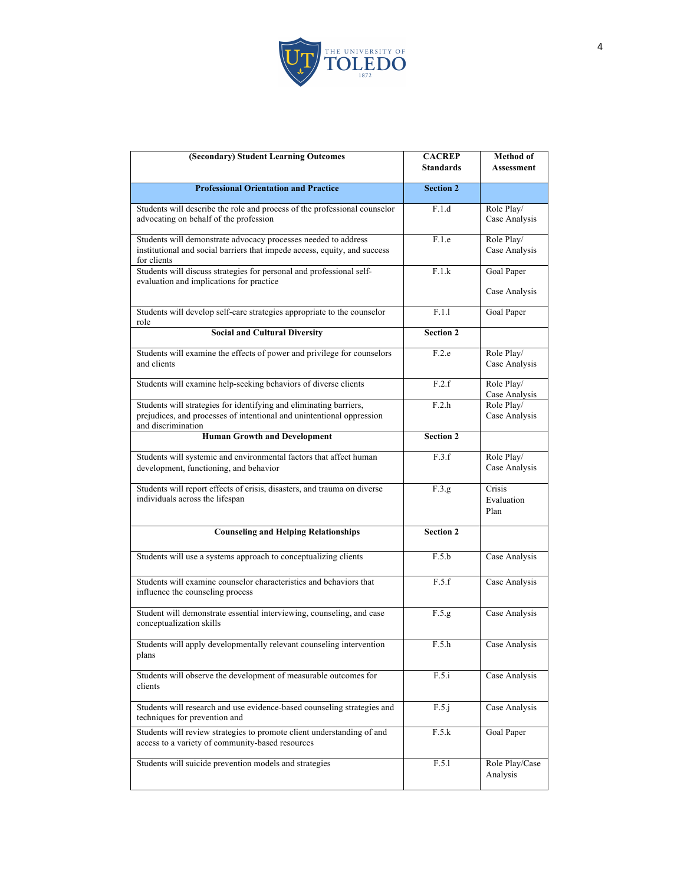| (Secondary) Student Learning Outcomes | CACREP Standards | Method of Assessment |
|---|---|---|
| **Professional Orientation and Practice** | **Section 2** | |
| Students will describe the role and process of the professional counselor advocating on behalf of the profession | F.1.d | Role Play/ Case Analysis |
| Students will demonstrate advocacy processes needed to address institutional and social barriers that impede access, equity, and success for clients | F.1.e | Role Play/ Case Analysis |
| Students will discuss strategies for personal and professional self-evaluation and implications for practice | F.1.k | Goal Paper<br><br>Case Analysis |
| Students will develop self-care strategies appropriate to the counselor role | F.1.l | Goal Paper |
| **Social and Cultural Diversity** | **Section 2** | |
| Students will examine the effects of power and privilege for counselors and clients | F.2.e | Role Play/ Case Analysis |
| Students will examine help-seeking behaviors of diverse clients | F.2.f | Role Play/ Case Analysis |
| Students will strategies for identifying and eliminating barriers, prejudices, and processes of intentional and unintentional oppression and discrimination | F.2.h | Role Play/ Case Analysis |
| **Human Growth and Development** | **Section 2** | |
| Students will systemic and environmental factors that affect human development, functioning, and behavior | F.3.f | Role Play/ Case Analysis |
| Students will report effects of crisis, disasters, and trauma on diverse individuals across the lifespan | F.3.g | Crisis Evaluation Plan |
| **Counseling and Helping Relationships** | **Section 2** | |
| Students will use a systems approach to conceptualizing clients | F.5.b | Case Analysis |
| Students will examine counselor characteristics and behaviors that influence the counseling process | F.5.f | Case Analysis |
| Student will demonstrate essential interviewing, counseling, and case conceptualization skills | F.5.g | Case Analysis |
| Students will apply developmentally relevant counseling intervention plans | F.5.h | Case Analysis |
| Students will observe the development of measurable outcomes for clients | F.5.i | Case Analysis |
| Students will research and use evidence-based counseling strategies and techniques for prevention and | F.5.j | Case Analysis |
| Students will review strategies to promote client understanding of and access to a variety of community-based resources | F.5.k | Goal Paper |
| Students will suicide prevention models and strategies | F.5.l | Role Play/Case Analysis |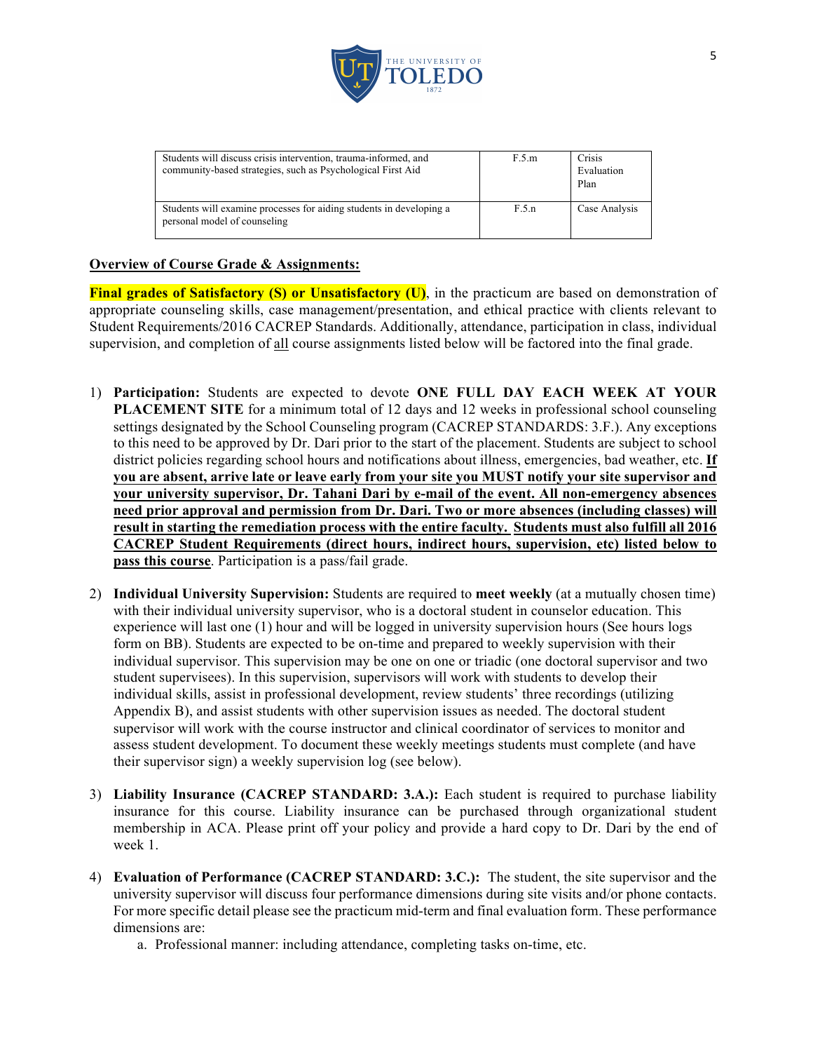| | | |
|---|---|---|
| Students will discuss crisis intervention, trauma-informed, and community-based strategies, such as Psychological First Aid | F.5.m | Crisis Evaluation Plan |
| Students will examine processes for aiding students in developing a personal model of counseling | F.5.n | Case Analysis |

## Overview of Course Grade & Assignments:

**Final grades of Satisfactory (S) or Unsatisfactory (U)**, in the practicum are based on demonstration of appropriate counseling skills, case management/presentation, and ethical practice with clients relevant to Student Requirements/2016 CACREP Standards. Additionally, attendance, participation in class, individual supervision, and completion of all course assignments listed below will be factored into the final grade.

1) **Participation:** Students are expected to devote **ONE FULL DAY EACH WEEK AT YOUR PLACEMENT SITE** for a minimum total of 12 days and 12 weeks in professional school counseling settings designated by the School Counseling program (CACREP STANDARDS: 3.F.). Any exceptions to this need to be approved by Dr. Dari prior to the start of the placement. Students are subject to school district policies regarding school hours and notifications about illness, emergencies, bad weather, etc. **If you are absent, arrive late or leave early from your site you MUST notify your site supervisor and your university supervisor, Dr. Tahani Dari by e-mail of the event. All non-emergency absences need prior approval and permission from Dr. Dari. Two or more absences (including classes) will result in starting the remediation process with the entire faculty. Students must also fulfill all 2016 CACREP Student Requirements (direct hours, indirect hours, supervision, etc) listed below to pass this course**. Participation is a pass/fail grade.

2) **Individual University Supervision:** Students are required to **meet weekly** (at a mutually chosen time) with their individual university supervisor, who is a doctoral student in counselor education. This experience will last one (1) hour and will be logged in university supervision hours (See hours logs form on BB). Students are expected to be on-time and prepared to weekly supervision with their individual supervisor. This supervision may be one on one or triadic (one doctoral supervisor and two student supervisees). In this supervision, supervisors will work with students to develop their individual skills, assist in professional development, review students' three recordings (utilizing Appendix B), and assist students with other supervision issues as needed. The doctoral student supervisor will work with the course instructor and clinical coordinator of services to monitor and assess student development. To document these weekly meetings students must complete (and have their supervisor sign) a weekly supervision log (see below).

3) **Liability Insurance (CACREP STANDARD: 3.A.):** Each student is required to purchase liability insurance for this course. Liability insurance can be purchased through organizational student membership in ACA. Please print off your policy and provide a hard copy to Dr. Dari by the end of week 1.

4) **Evaluation of Performance (CACREP STANDARD: 3.C.):** The student, the site supervisor and the university supervisor will discuss four performance dimensions during site visits and/or phone contacts. For more specific detail please see the practicum mid-term and final evaluation form. These performance dimensions are:
   a. Professional manner: including attendance, completing tasks on-time, etc.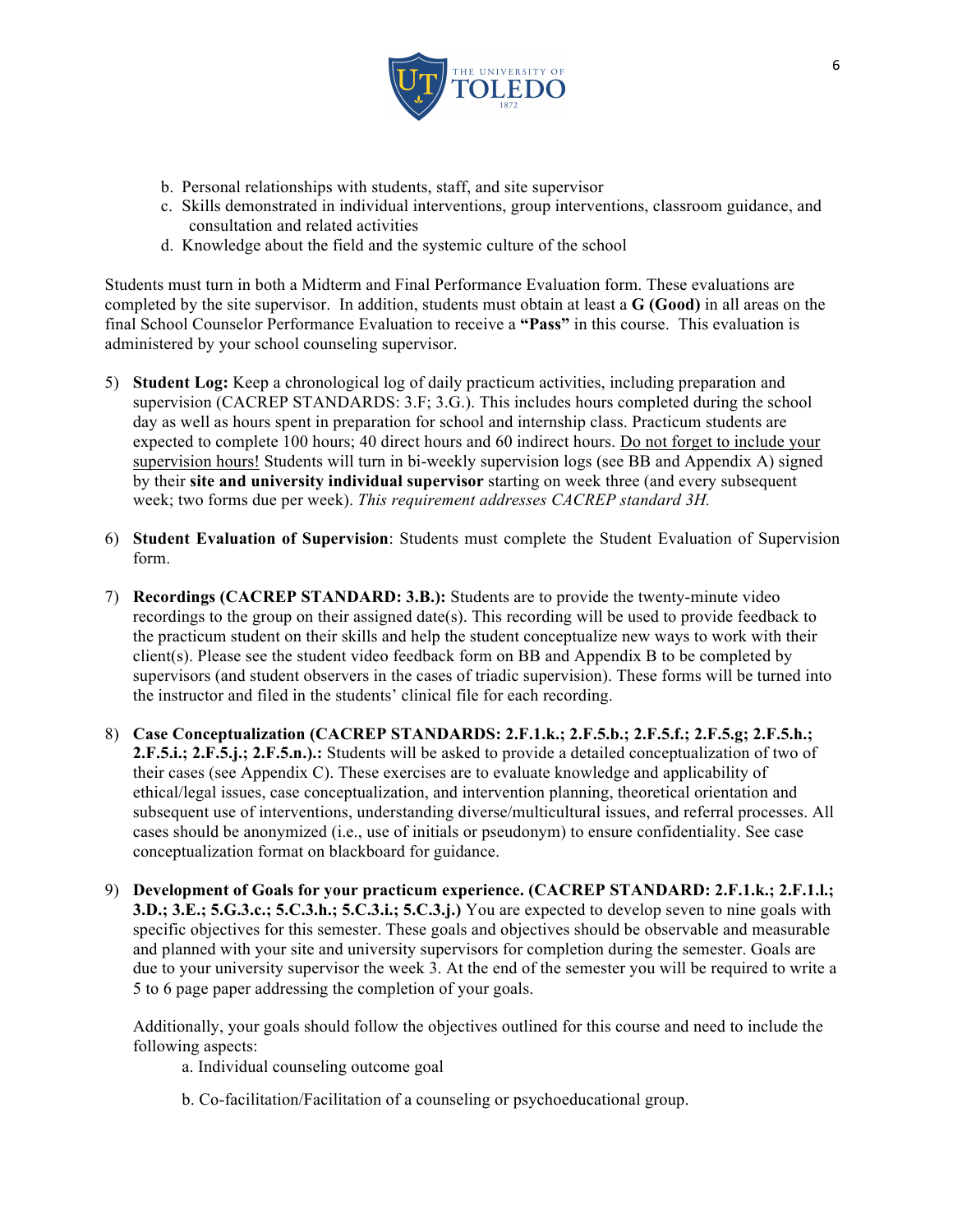b. Personal relationships with students, staff, and site supervisor
c. Skills demonstrated in individual interventions, group interventions, classroom guidance, and consultation and related activities
d. Knowledge about the field and the systemic culture of the school

Students must turn in both a Midterm and Final Performance Evaluation form. These evaluations are completed by the site supervisor. In addition, students must obtain at least a **G (Good)** in all areas on the final School Counselor Performance Evaluation to receive a **"Pass"** in this course. This evaluation is administered by your school counseling supervisor.

5) **Student Log:** Keep a chronological log of daily practicum activities, including preparation and supervision (CACREP STANDARDS: 3.F; 3.G.). This includes hours completed during the school day as well as hours spent in preparation for school and internship class. Practicum students are expected to complete 100 hours; 40 direct hours and 60 indirect hours. <u>Do not forget to include your supervision hours!</u> Students will turn in bi-weekly supervision logs (see BB and Appendix A) signed by their **site and university individual supervisor** starting on week three (and every subsequent week; two forms due per week). *This requirement addresses CACREP standard 3H.*

6) **Student Evaluation of Supervision**: Students must complete the Student Evaluation of Supervision form.

7) **Recordings (CACREP STANDARD: 3.B.):** Students are to provide the twenty-minute video recordings to the group on their assigned date(s). This recording will be used to provide feedback to the practicum student on their skills and help the student conceptualize new ways to work with their client(s). Please see the student video feedback form on BB and Appendix B to be completed by supervisors (and student observers in the cases of triadic supervision). These forms will be turned into the instructor and filed in the students' clinical file for each recording.

8) **Case Conceptualization (CACREP STANDARDS: 2.F.1.k.; 2.F.5.b.; 2.F.5.f.; 2.F.5.g; 2.F.5.h.; 2.F.5.i.; 2.F.5.j.; 2.F.5.n.).:** Students will be asked to provide a detailed conceptualization of two of their cases (see Appendix C). These exercises are to evaluate knowledge and applicability of ethical/legal issues, case conceptualization, and intervention planning, theoretical orientation and subsequent use of interventions, understanding diverse/multicultural issues, and referral processes. All cases should be anonymized (i.e., use of initials or pseudonym) to ensure confidentiality. See case conceptualization format on blackboard for guidance.

9) **Development of Goals for your practicum experience. (CACREP STANDARD: 2.F.1.k.; 2.F.1.l.; 3.D.; 3.E.; 5.G.3.c.; 5.C.3.h.; 5.C.3.i.; 5.C.3.j.)** You are expected to develop seven to nine goals with specific objectives for this semester. These goals and objectives should be observable and measurable and planned with your site and university supervisors for completion during the semester. Goals are due to your university supervisor the week 3. At the end of the semester you will be required to write a 5 to 6 page paper addressing the completion of your goals.

   Additionally, your goals should follow the objectives outlined for this course and need to include the following aspects:

   a. Individual counseling outcome goal

   b. Co-facilitation/Facilitation of a counseling or psychoeducational group.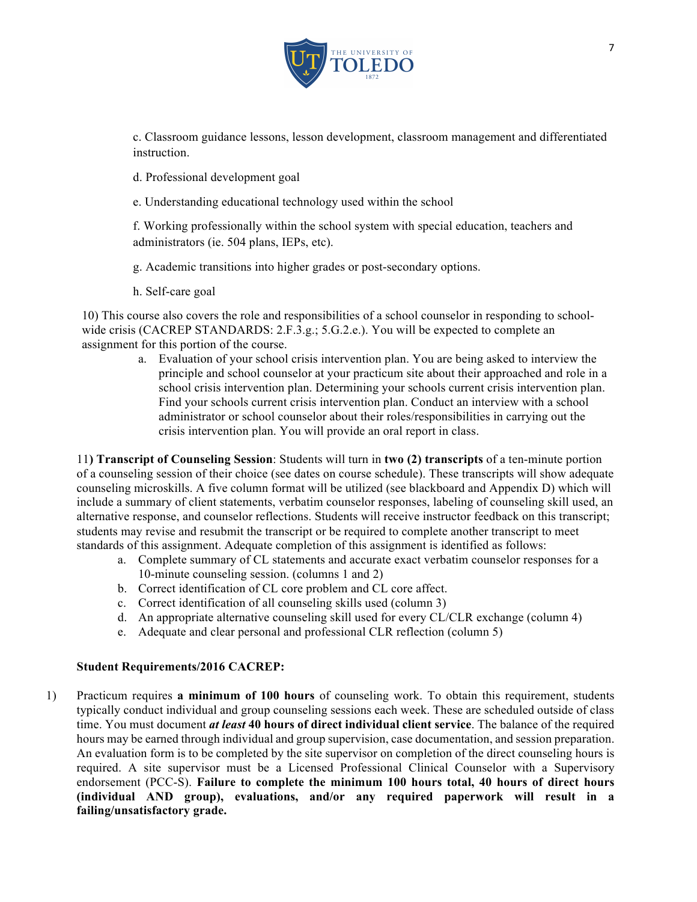c. Classroom guidance lessons, lesson development, classroom management and differentiated instruction.

d. Professional development goal

e. Understanding educational technology used within the school

f. Working professionally within the school system with special education, teachers and administrators (ie. 504 plans, IEPs, etc).

g. Academic transitions into higher grades or post-secondary options.

h. Self-care goal

10) This course also covers the role and responsibilities of a school counselor in responding to school-wide crisis (CACREP STANDARDS: 2.F.3.g.; 5.G.2.e.). You will be expected to complete an assignment for this portion of the course.

   a. Evaluation of your school crisis intervention plan. You are being asked to interview the principle and school counselor at your practicum site about their approached and role in a school crisis intervention plan. Determining your schools current crisis intervention plan. Find your schools current crisis intervention plan. Conduct an interview with a school administrator or school counselor about their roles/responsibilities in carrying out the crisis intervention plan. You will provide an oral report in class.

11**) Transcript of Counseling Session**: Students will turn in **two (2) transcripts** of a ten-minute portion of a counseling session of their choice (see dates on course schedule). These transcripts will show adequate counseling microskills. A five column format will be utilized (see blackboard and Appendix D) which will include a summary of client statements, verbatim counselor responses, labeling of counseling skill used, an alternative response, and counselor reflections. Students will receive instructor feedback on this transcript; students may revise and resubmit the transcript or be required to complete another transcript to meet standards of this assignment. Adequate completion of this assignment is identified as follows:

   a. Complete summary of CL statements and accurate exact verbatim counselor responses for a 10-minute counseling session. (columns 1 and 2)
   b. Correct identification of CL core problem and CL core affect.
   c. Correct identification of all counseling skills used (column 3)
   d. An appropriate alternative counseling skill used for every CL/CLR exchange (column 4)
   e. Adequate and clear personal and professional CLR reflection (column 5)

**Student Requirements/2016 CACREP:**

1) Practicum requires **a minimum of 100 hours** of counseling work. To obtain this requirement, students typically conduct individual and group counseling sessions each week. These are scheduled outside of class time. You must document ***at least*** **40 hours of direct individual client service**. The balance of the required hours may be earned through individual and group supervision, case documentation, and session preparation. An evaluation form is to be completed by the site supervisor on completion of the direct counseling hours is required. A site supervisor must be a Licensed Professional Clinical Counselor with a Supervisory endorsement (PCC-S). **Failure to complete the minimum 100 hours total, 40 hours of direct hours (individual AND group), evaluations, and/or any required paperwork will result in a failing/unsatisfactory grade.**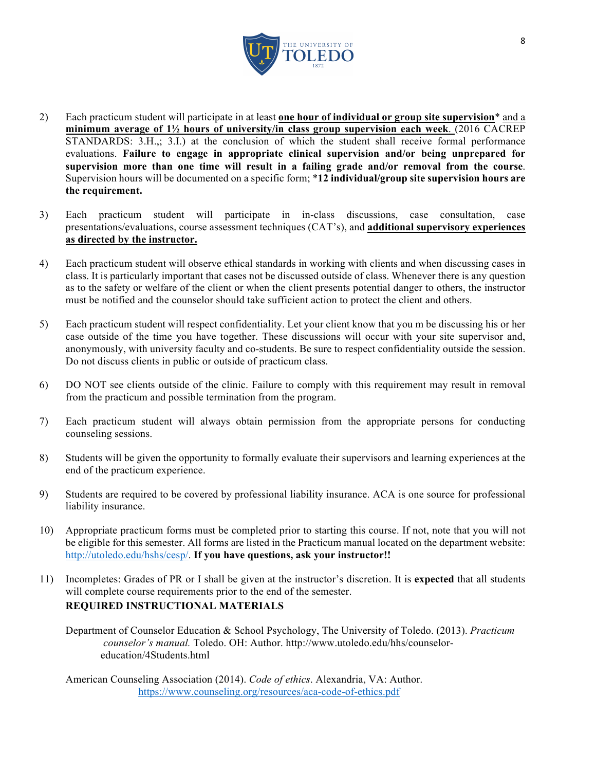2) Each practicum student will participate in at least **one hour of individual or group site supervision*** and a **minimum average of 1½ hours of university/in class group supervision each week**. (2016 CACREP STANDARDS: 3.H.,; 3.I.) at the conclusion of which the student shall receive formal performance evaluations. **Failure to engage in appropriate clinical supervision and/or being unprepared for supervision more than one time will result in a failing grade and/or removal from the course**. Supervision hours will be documented on a specific form; ***12 individual/group site supervision hours are the requirement.**

3) Each practicum student will participate in in-class discussions, case consultation, case presentations/evaluations, course assessment techniques (CAT's), and **additional supervisory experiences as directed by the instructor.**

4) Each practicum student will observe ethical standards in working with clients and when discussing cases in class. It is particularly important that cases not be discussed outside of class. Whenever there is any question as to the safety or welfare of the client or when the client presents potential danger to others, the instructor must be notified and the counselor should take sufficient action to protect the client and others.

5) Each practicum student will respect confidentiality. Let your client know that you m be discussing his or her case outside of the time you have together. These discussions will occur with your site supervisor and, anonymously, with university faculty and co-students. Be sure to respect confidentiality outside the session. Do not discuss clients in public or outside of practicum class.

6) DO NOT see clients outside of the clinic. Failure to comply with this requirement may result in removal from the practicum and possible termination from the program.

7) Each practicum student will always obtain permission from the appropriate persons for conducting counseling sessions.

8) Students will be given the opportunity to formally evaluate their supervisors and learning experiences at the end of the practicum experience.

9) Students are required to be covered by professional liability insurance. ACA is one source for professional liability insurance.

10) Appropriate practicum forms must be completed prior to starting this course. If not, note that you will not be eligible for this semester. All forms are listed in the Practicum manual located on the department website: http://utoledo.edu/hshs/cesp/. **If you have questions, ask your instructor!!**

11) Incompletes: Grades of PR or I shall be given at the instructor's discretion. It is **expected** that all students will complete course requirements prior to the end of the semester.

**REQUIRED INSTRUCTIONAL MATERIALS**

Department of Counselor Education & School Psychology, The University of Toledo. (2013). *Practicum counselor's manual.* Toledo. OH: Author. http://www.utoledo.edu/hhs/counselor-education/4Students.html

American Counseling Association (2014). *Code of ethics*. Alexandria, VA: Author. https://www.counseling.org/resources/aca-code-of-ethics.pdf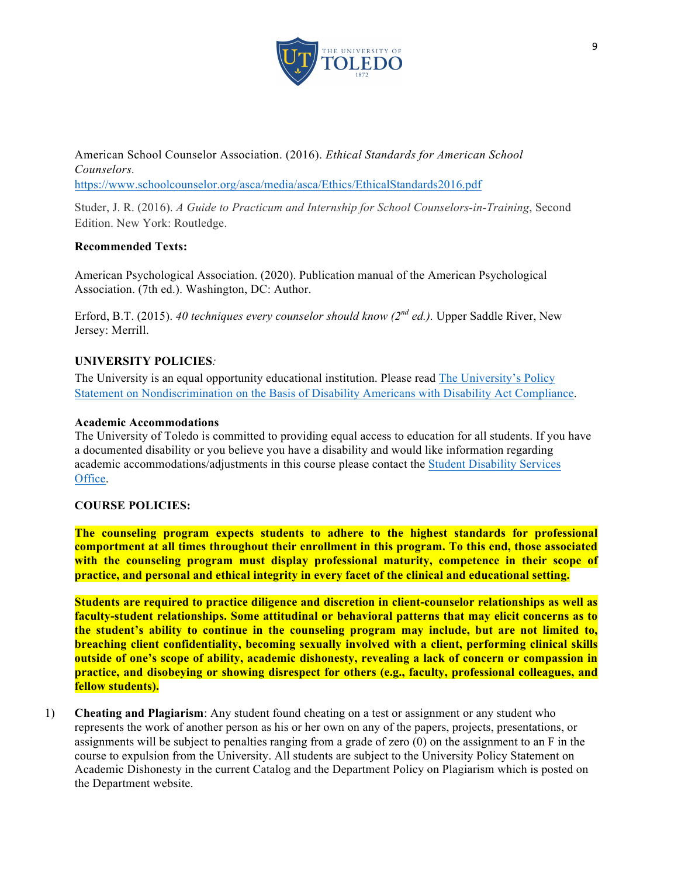American School Counselor Association. (2016). *Ethical Standards for American School Counselors*. https://www.schoolcounselor.org/asca/media/asca/Ethics/EthicalStandards2016.pdf

Studer, J. R. (2016). *A Guide to Practicum and Internship for School Counselors-in-Training*, Second Edition. New York: Routledge.

**Recommended Texts:**

American Psychological Association. (2020). Publication manual of the American Psychological Association. (7th ed.). Washington, DC: Author.

Erford, B.T. (2015). *40 techniques every counselor should know (2nd ed.).* Upper Saddle River, New Jersey: Merrill.

**UNIVERSITY POLICIES***:*

The University is an equal opportunity educational institution. Please read The University's Policy Statement on Nondiscrimination on the Basis of Disability Americans with Disability Act Compliance.

**Academic Accommodations**

The University of Toledo is committed to providing equal access to education for all students. If you have a documented disability or you believe you have a disability and would like information regarding academic accommodations/adjustments in this course please contact the Student Disability Services Office.

**COURSE POLICIES:**

**The counseling program expects students to adhere to the highest standards for professional comportment at all times throughout their enrollment in this program. To this end, those associated with the counseling program must display professional maturity, competence in their scope of practice, and personal and ethical integrity in every facet of the clinical and educational setting.**

**Students are required to practice diligence and discretion in client-counselor relationships as well as faculty-student relationships. Some attitudinal or behavioral patterns that may elicit concerns as to the student's ability to continue in the counseling program may include, but are not limited to, breaching client confidentiality, becoming sexually involved with a client, performing clinical skills outside of one's scope of ability, academic dishonesty, revealing a lack of concern or compassion in practice, and disobeying or showing disrespect for others (e.g., faculty, professional colleagues, and fellow students).**

1) **Cheating and Plagiarism**: Any student found cheating on a test or assignment or any student who represents the work of another person as his or her own on any of the papers, projects, presentations, or assignments will be subject to penalties ranging from a grade of zero (0) on the assignment to an F in the course to expulsion from the University. All students are subject to the University Policy Statement on Academic Dishonesty in the current Catalog and the Department Policy on Plagiarism which is posted on the Department website.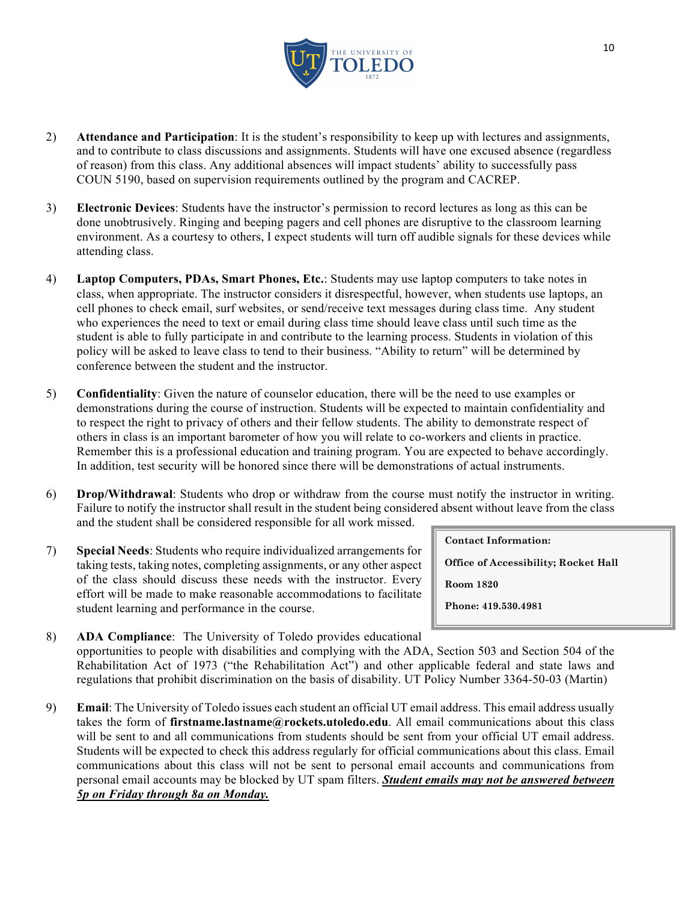2) **Attendance and Participation**: It is the student's responsibility to keep up with lectures and assignments, and to contribute to class discussions and assignments. Students will have one excused absence (regardless of reason) from this class. Any additional absences will impact students' ability to successfully pass COUN 5190, based on supervision requirements outlined by the program and CACREP.

3) **Electronic Devices**: Students have the instructor's permission to record lectures as long as this can be done unobtrusively. Ringing and beeping pagers and cell phones are disruptive to the classroom learning environment. As a courtesy to others, I expect students will turn off audible signals for these devices while attending class.

4) **Laptop Computers, PDAs, Smart Phones, Etc.**: Students may use laptop computers to take notes in class, when appropriate. The instructor considers it disrespectful, however, when students use laptops, an cell phones to check email, surf websites, or send/receive text messages during class time. Any student who experiences the need to text or email during class time should leave class until such time as the student is able to fully participate in and contribute to the learning process. Students in violation of this policy will be asked to leave class to tend to their business. "Ability to return" will be determined by conference between the student and the instructor.

5) **Confidentiality**: Given the nature of counselor education, there will be the need to use examples or demonstrations during the course of instruction. Students will be expected to maintain confidentiality and to respect the right to privacy of others and their fellow students. The ability to demonstrate respect of others in class is an important barometer of how you will relate to co-workers and clients in practice. Remember this is a professional education and training program. You are expected to behave accordingly. In addition, test security will be honored since there will be demonstrations of actual instruments.

6) **Drop/Withdrawal**: Students who drop or withdraw from the course must notify the instructor in writing. Failure to notify the instructor shall result in the student being considered absent without leave from the class and the student shall be considered responsible for all work missed.

7) **Special Needs**: Students who require individualized arrangements for taking tests, taking notes, completing assignments, or any other aspect of the class should discuss these needs with the instructor. Every effort will be made to make reasonable accommodations to facilitate student learning and performance in the course.

> **Contact Information:**
>
> **Office of Accessibility; Rocket Hall**
>
> **Room 1820**
>
> **Phone: 419.530.4981**

8) **ADA Compliance**: The University of Toledo provides educational opportunities to people with disabilities and complying with the ADA, Section 503 and Section 504 of the Rehabilitation Act of 1973 ("the Rehabilitation Act") and other applicable federal and state laws and regulations that prohibit discrimination on the basis of disability. UT Policy Number 3364-50-03 (Martin)

9) **Email**: The University of Toledo issues each student an official UT email address. This email address usually takes the form of **firstname.lastname@rockets.utoledo.edu**. All email communications about this class will be sent to and all communications from students should be sent from your official UT email address. Students will be expected to check this address regularly for official communications about this class. Email communications about this class will not be sent to personal email accounts and communications from personal email accounts may be blocked by UT spam filters. ***<u>Student emails may not be answered between 5p on Friday through 8a on Monday.</u>***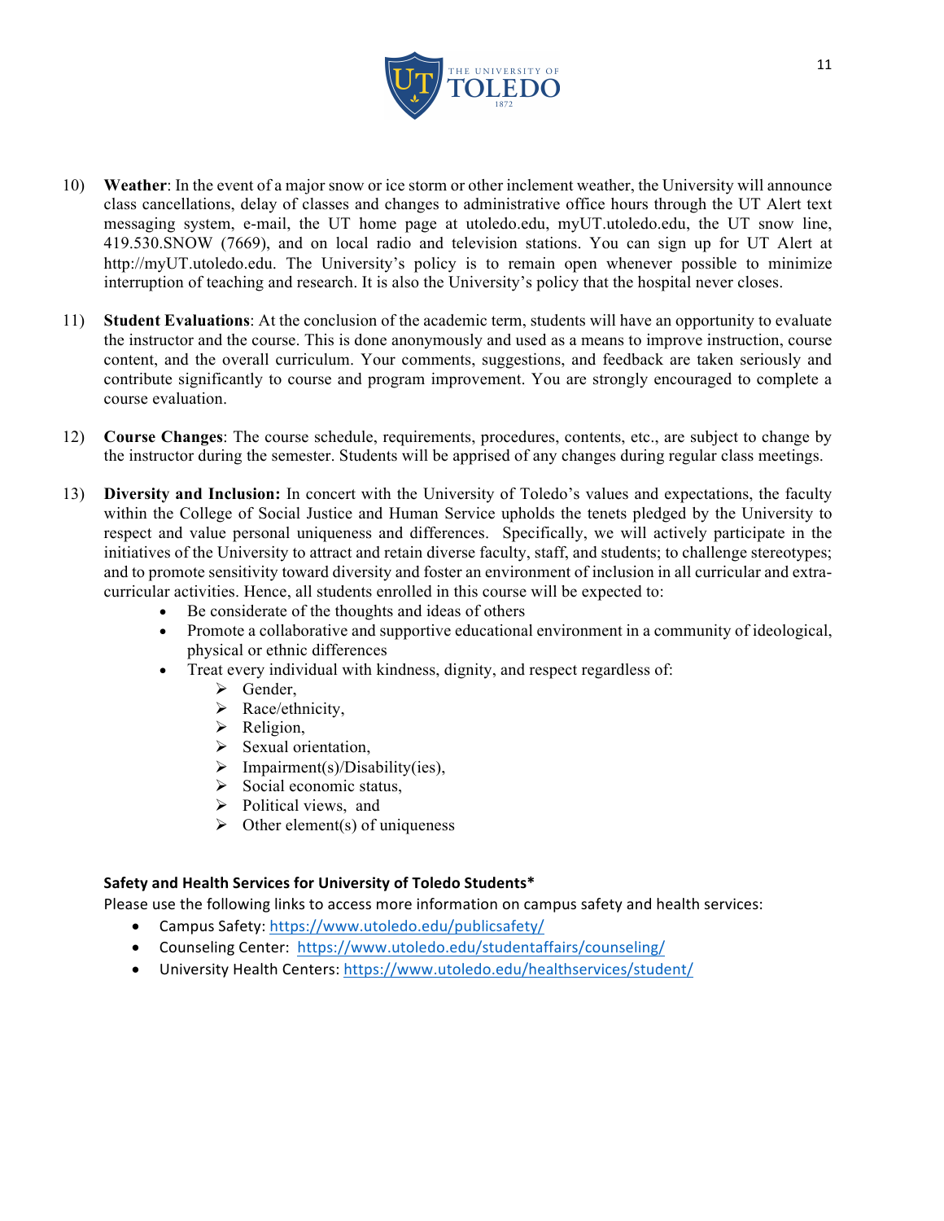10) **Weather**: In the event of a major snow or ice storm or other inclement weather, the University will announce class cancellations, delay of classes and changes to administrative office hours through the UT Alert text messaging system, e-mail, the UT home page at utoledo.edu, myUT.utoledo.edu, the UT snow line, 419.530.SNOW (7669), and on local radio and television stations. You can sign up for UT Alert at http://myUT.utoledo.edu. The University's policy is to remain open whenever possible to minimize interruption of teaching and research. It is also the University's policy that the hospital never closes.

11) **Student Evaluations**: At the conclusion of the academic term, students will have an opportunity to evaluate the instructor and the course. This is done anonymously and used as a means to improve instruction, course content, and the overall curriculum. Your comments, suggestions, and feedback are taken seriously and contribute significantly to course and program improvement. You are strongly encouraged to complete a course evaluation.

12) **Course Changes**: The course schedule, requirements, procedures, contents, etc., are subject to change by the instructor during the semester. Students will be apprised of any changes during regular class meetings.

13) **Diversity and Inclusion:** In concert with the University of Toledo's values and expectations, the faculty within the College of Social Justice and Human Service upholds the tenets pledged by the University to respect and value personal uniqueness and differences. Specifically, we will actively participate in the initiatives of the University to attract and retain diverse faculty, staff, and students; to challenge stereotypes; and to promote sensitivity toward diversity and foster an environment of inclusion in all curricular and extra-curricular activities. Hence, all students enrolled in this course will be expected to:
    - Be considerate of the thoughts and ideas of others
    - Promote a collaborative and supportive educational environment in a community of ideological, physical or ethnic differences
    - Treat every individual with kindness, dignity, and respect regardless of:
        - Gender,
        - Race/ethnicity,
        - Religion,
        - Sexual orientation,
        - Impairment(s)/Disability(ies),
        - Social economic status,
        - Political views, and
        - Other element(s) of uniqueness

**Safety and Health Services for University of Toledo Students***

Please use the following links to access more information on campus safety and health services:

- Campus Safety: https://www.utoledo.edu/publicsafety/
- Counseling Center: https://www.utoledo.edu/studentaffairs/counseling/
- University Health Centers: https://www.utoledo.edu/healthservices/student/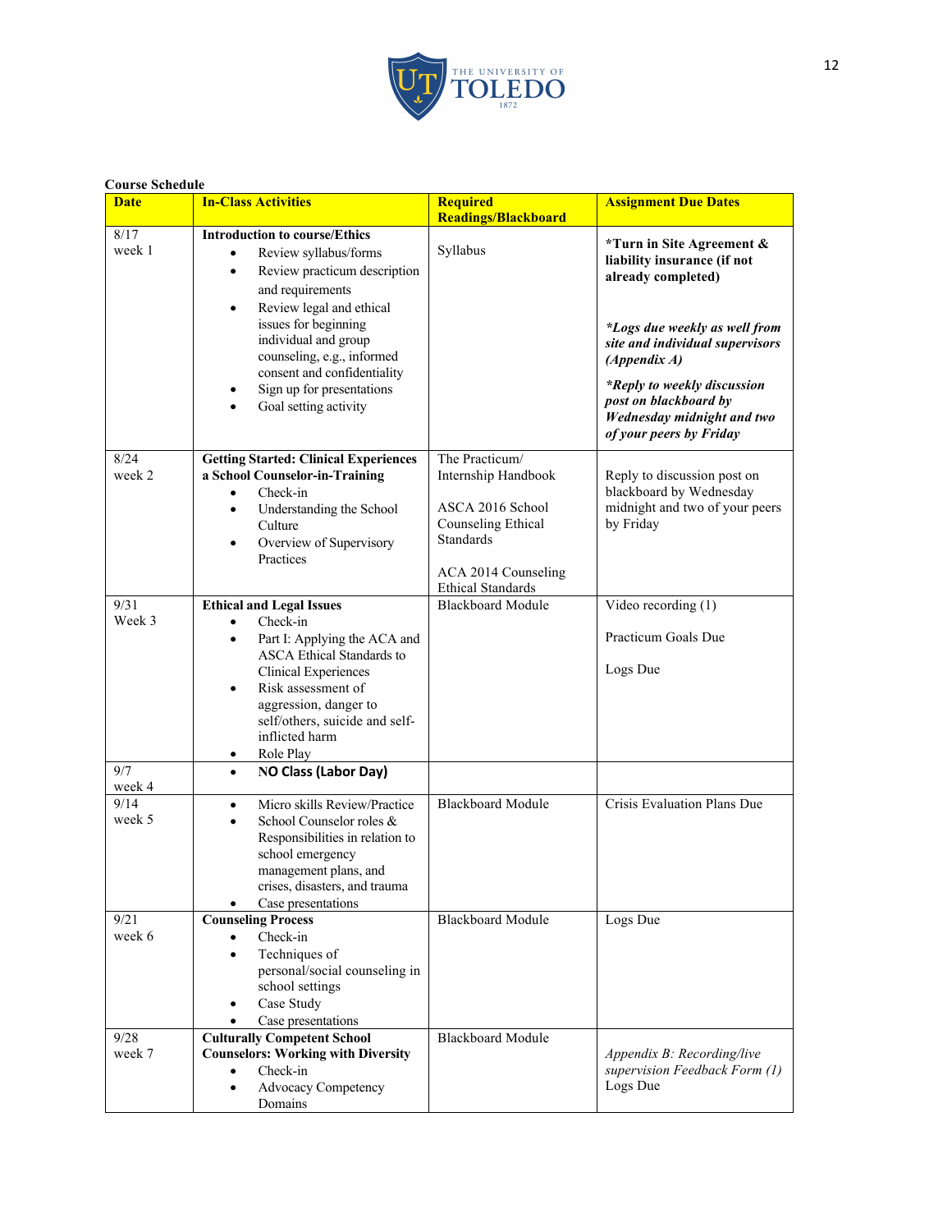**Course Schedule**

| Date | In-Class Activities | Required Readings/Blackboard | Assignment Due Dates |
|---|---|---|---|
| 8/17 week 1 | **Introduction to course/Ethics**<br>• Review syllabus/forms<br>• Review practicum description and requirements<br>• Review legal and ethical issues for beginning individual and group counseling, e.g., informed consent and confidentiality<br>• Sign up for presentations<br>• Goal setting activity | Syllabus | **\*Turn in Site Agreement & liability insurance (if not already completed)**<br><br>***\*Logs due weekly as well from site and individual supervisors (Appendix A)***<br><br>***\*Reply to weekly discussion post on blackboard by Wednesday midnight and two of your peers by Friday*** |
| 8/24 week 2 | **Getting Started: Clinical Experiences a School Counselor-in-Training**<br>• Check-in<br>• Understanding the School Culture<br>• Overview of Supervisory Practices | The Practicum/ Internship Handbook<br><br>ASCA 2016 School Counseling Ethical Standards<br><br>ACA 2014 Counseling Ethical Standards | Reply to discussion post on blackboard by Wednesday midnight and two of your peers by Friday |
| 9/31 Week 3 | **Ethical and Legal Issues**<br>• Check-in<br>• Part I: Applying the ACA and ASCA Ethical Standards to Clinical Experiences<br>• Risk assessment of aggression, danger to self/others, suicide and self-inflicted harm<br>• Role Play | Blackboard Module | Video recording (1)<br><br>Practicum Goals Due<br><br>Logs Due |
| 9/7 week 4 | • **NO Class (Labor Day)** | | |
| 9/14 week 5 | • Micro skills Review/Practice<br>• School Counselor roles & Responsibilities in relation to school emergency management plans, and crises, disasters, and trauma<br>• Case presentations | Blackboard Module | Crisis Evaluation Plans Due |
| 9/21 week 6 | **Counseling Process**<br>• Check-in<br>• Techniques of personal/social counseling in school settings<br>• Case Study<br>• Case presentations | Blackboard Module | Logs Due |
| 9/28 week 7 | **Culturally Competent School Counselors: Working with Diversity**<br>• Check-in<br>• Advocacy Competency Domains | Blackboard Module | *Appendix B: Recording/live supervision Feedback Form (1)*<br>Logs Due |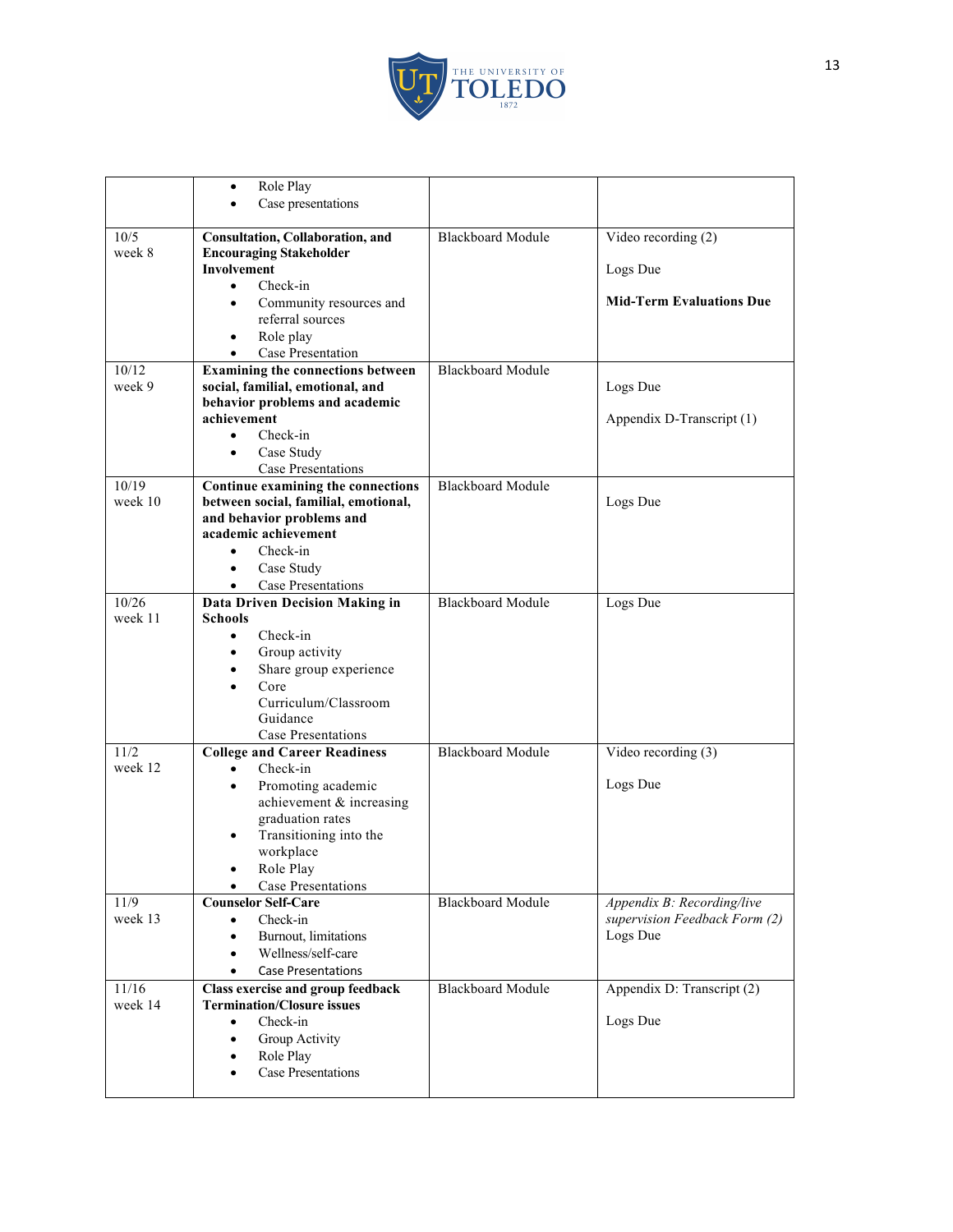| | | | |
|---|---|---|---|
| | • Role Play<br>• Case presentations | | |
| 10/5<br>week 8 | **Consultation, Collaboration, and Encouraging Stakeholder Involvement**<br>• Check-in<br>• Community resources and referral sources<br>• Role play<br>• Case Presentation | Blackboard Module | Video recording (2)<br><br>Logs Due<br><br>**Mid-Term Evaluations Due** |
| 10/12<br>week 9 | **Examining the connections between social, familial, emotional, and behavior problems and academic achievement**<br>• Check-in<br>• Case Study<br>Case Presentations | Blackboard Module | Logs Due<br><br>Appendix D-Transcript (1) |
| 10/19<br>week 10 | **Continue examining the connections between social, familial, emotional, and behavior problems and academic achievement**<br>• Check-in<br>• Case Study<br>• Case Presentations | Blackboard Module | Logs Due |
| 10/26<br>week 11 | **Data Driven Decision Making in Schools**<br>• Check-in<br>• Group activity<br>• Share group experience<br>• Core Curriculum/Classroom Guidance<br>Case Presentations | Blackboard Module | Logs Due |
| 11/2<br>week 12 | **College and Career Readiness**<br>• Check-in<br>• Promoting academic achievement & increasing graduation rates<br>• Transitioning into the workplace<br>• Role Play<br>• Case Presentations | Blackboard Module | Video recording (3)<br><br>Logs Due |
| 11/9<br>week 13 | **Counselor Self-Care**<br>• Check-in<br>• Burnout, limitations<br>• Wellness/self-care<br>• Case Presentations | Blackboard Module | *Appendix B: Recording/live supervision Feedback Form (2)*<br>Logs Due |
| 11/16<br>week 14 | **Class exercise and group feedback Termination/Closure issues**<br>• Check-in<br>• Group Activity<br>• Role Play<br>• Case Presentations | Blackboard Module | Appendix D: Transcript (2)<br><br>Logs Due |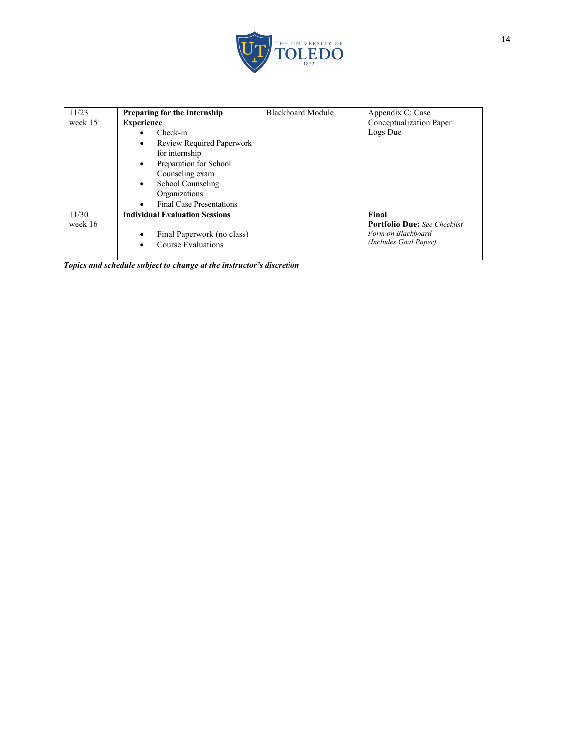| | | | |
|---|---|---|---|
| 11/23<br>week 15 | **Preparing for the Internship Experience**<br>• Check-in<br>• Review Required Paperwork for internship<br>• Preparation for School Counseling exam<br>• School Counseling Organizations<br>• Final Case Presentations | Blackboard Module | Appendix C: Case Conceptualization Paper<br>Logs Due |
| 11/30<br>week 16 | **Individual Evaluation Sessions**<br>• Final Paperwork (no class)<br>• Course Evaluations | | **Final**<br>**Portfolio Due:** *See Checklist Form on Blackboard (Includes Goal Paper)* |

***Topics and schedule subject to change at the instructor's discretion***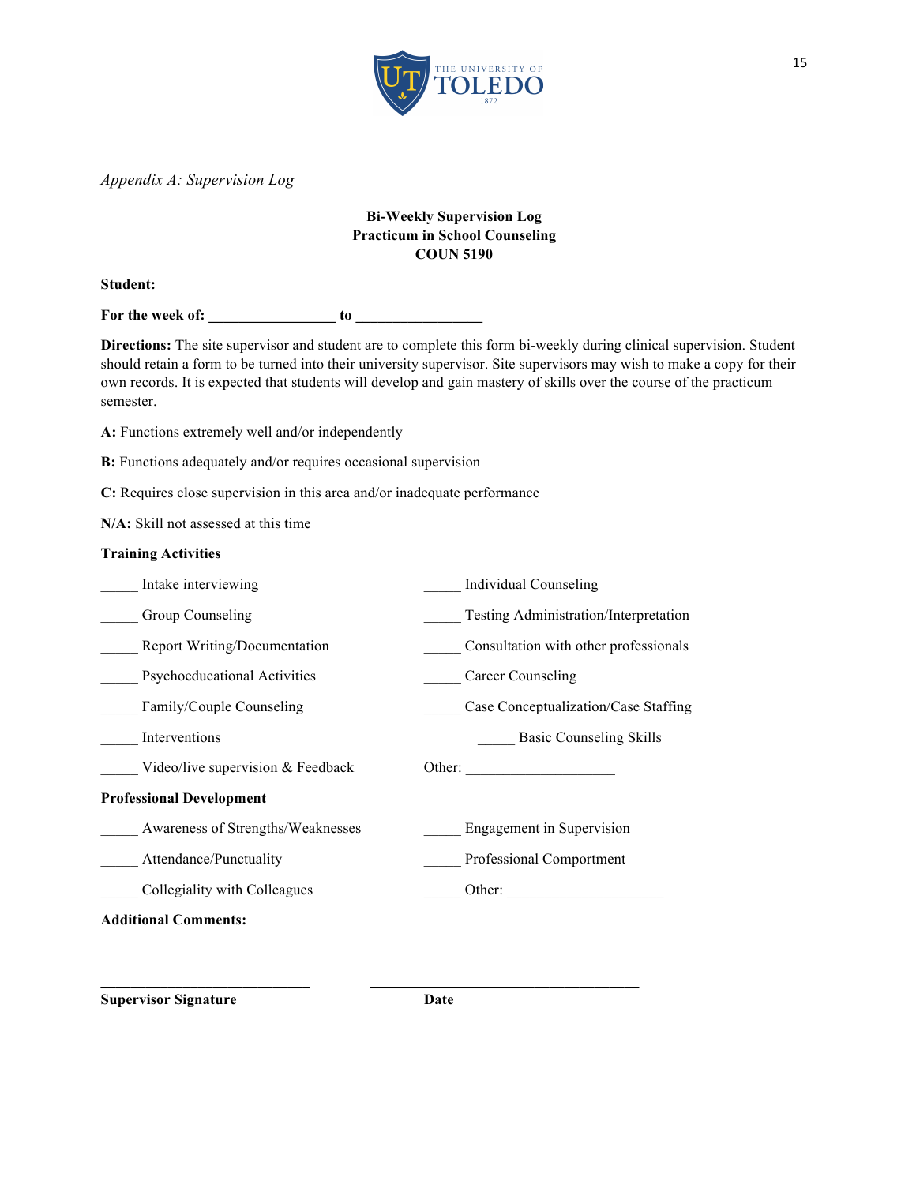*Appendix A: Supervision Log*

**Bi-Weekly Supervision Log**
**Practicum in School Counseling**
**COUN 5190**

**Student:**

**For the week of: ________________ to ________________**

**Directions:** The site supervisor and student are to complete this form bi-weekly during clinical supervision. Student should retain a form to be turned into their university supervisor. Site supervisors may wish to make a copy for their own records. It is expected that students will develop and gain mastery of skills over the course of the practicum semester.

**A:** Functions extremely well and/or independently

**B:** Functions adequately and/or requires occasional supervision

**C:** Requires close supervision in this area and/or inadequate performance

**N/A:** Skill not assessed at this time

**Training Activities**

_____ Intake interviewing

_____ Individual Counseling

_____ Group Counseling

_____ Testing Administration/Interpretation

_____ Report Writing/Documentation

_____ Consultation with other professionals

_____ Psychoeducational Activities

_____ Career Counseling

_____ Family/Couple Counseling

_____ Case Conceptualization/Case Staffing

_____ Interventions

_____ Basic Counseling Skills

_____ Video/live supervision & Feedback

Other: ___________________

**Professional Development**

_____ Awareness of Strengths/Weaknesses

_____ Engagement in Supervision

_____ Attendance/Punctuality

_____ Professional Comportment

_____ Collegiality with Colleagues

_____ Other: ____________________

**Additional Comments:**

___________________________ ___________________________________

**Supervisor Signature** **Date**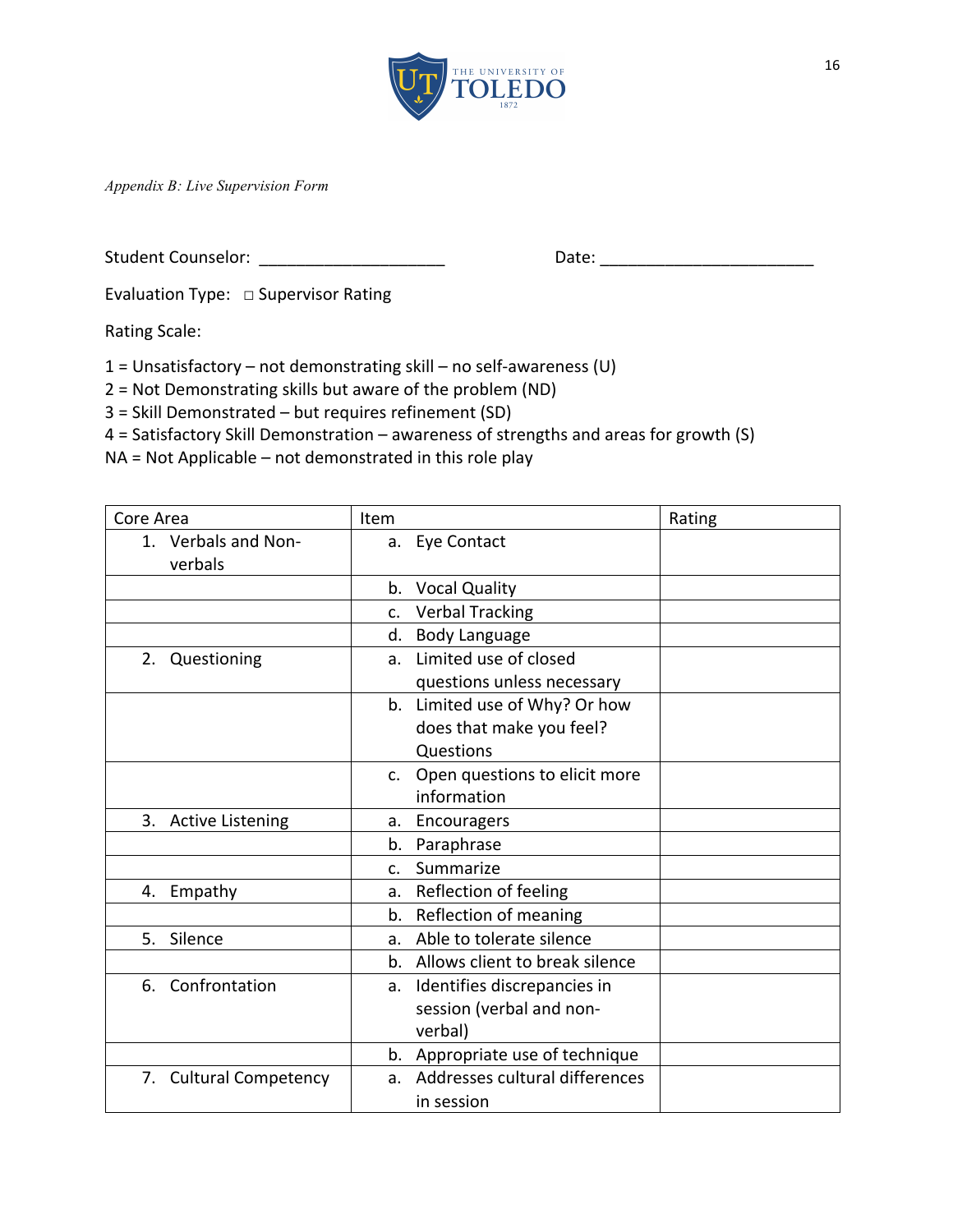*Appendix B: Live Supervision Form*

Student Counselor: ____________________ Date: ______________________

Evaluation Type: □ Supervisor Rating

Rating Scale:

1 = Unsatisfactory – not demonstrating skill – no self-awareness (U)
2 = Not Demonstrating skills but aware of the problem (ND)
3 = Skill Demonstrated – but requires refinement (SD)
4 = Satisfactory Skill Demonstration – awareness of strengths and areas for growth (S)
NA = Not Applicable – not demonstrated in this role play

| Core Area | Item | Rating |
|---|---|---|
| 1. Verbals and Non-verbals | a. Eye Contact | |
| | b. Vocal Quality | |
| | c. Verbal Tracking | |
| | d. Body Language | |
| 2. Questioning | a. Limited use of closed questions unless necessary | |
| | b. Limited use of Why? Or how does that make you feel? Questions | |
| | c. Open questions to elicit more information | |
| 3. Active Listening | a. Encouragers | |
| | b. Paraphrase | |
| | c. Summarize | |
| 4. Empathy | a. Reflection of feeling | |
| | b. Reflection of meaning | |
| 5. Silence | a. Able to tolerate silence | |
| | b. Allows client to break silence | |
| 6. Confrontation | a. Identifies discrepancies in session (verbal and non-verbal) | |
| | b. Appropriate use of technique | |
| 7. Cultural Competency | a. Addresses cultural differences in session | |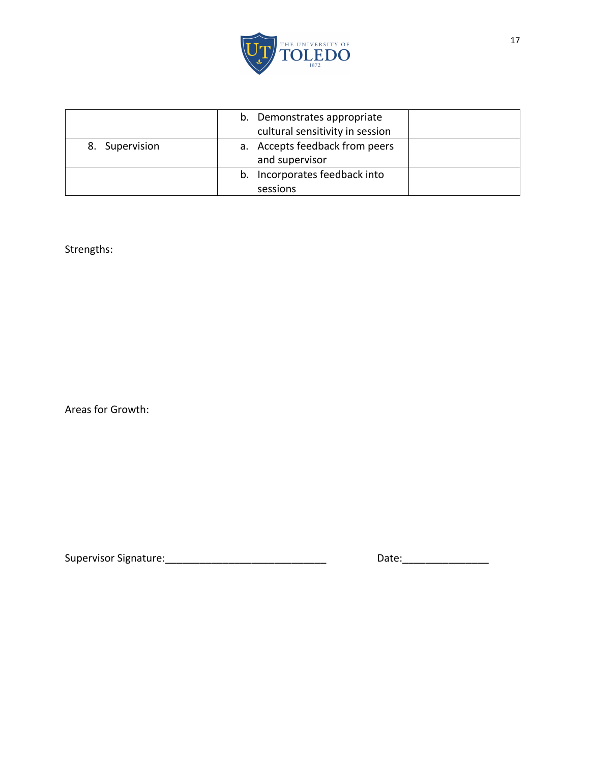| | | |
|---|---|---|
| | b. Demonstrates appropriate cultural sensitivity in session | |
| 8. Supervision | a. Accepts feedback from peers and supervisor | |
| | b. Incorporates feedback into sessions | |

Strengths:

Areas for Growth:

Supervisor Signature:_____________________________ Date:_______________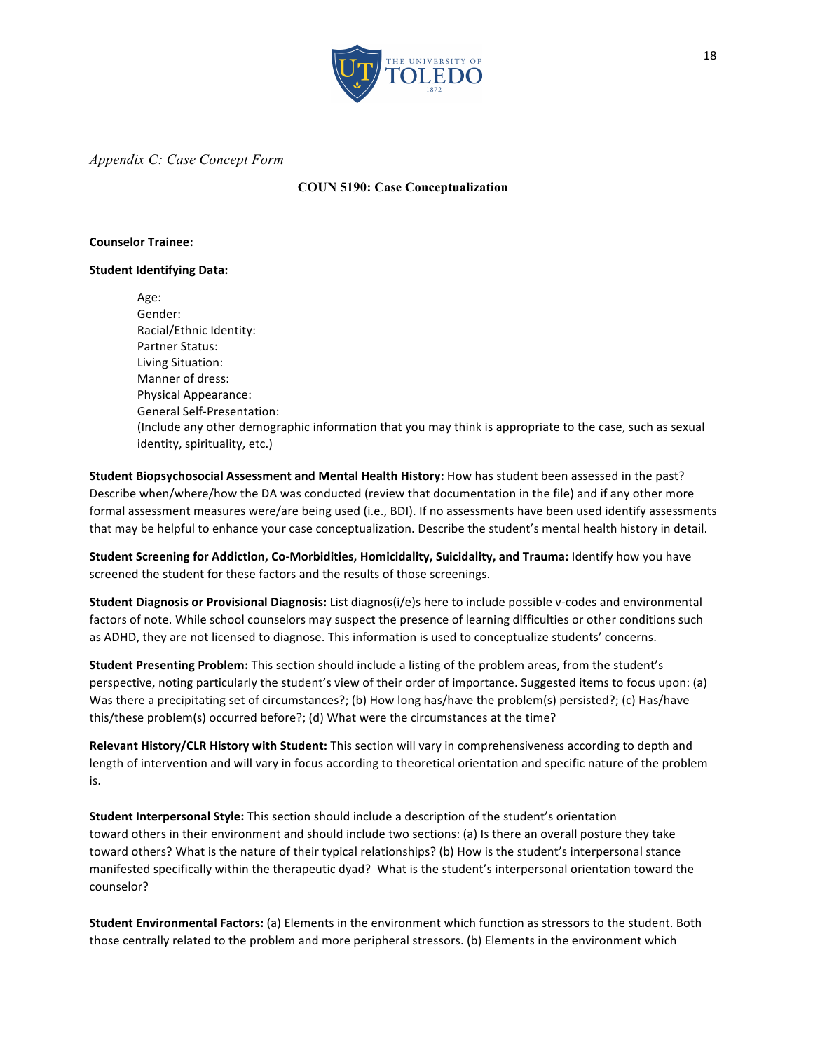*Appendix C: Case Concept Form*

**COUN 5190: Case Conceptualization**

**Counselor Trainee:**

**Student Identifying Data:**

Age:
Gender:
Racial/Ethnic Identity:
Partner Status:
Living Situation:
Manner of dress:
Physical Appearance:
General Self-Presentation:
(Include any other demographic information that you may think is appropriate to the case, such as sexual identity, spirituality, etc.)

**Student Biopsychosocial Assessment and Mental Health History:** How has student been assessed in the past? Describe when/where/how the DA was conducted (review that documentation in the file) and if any other more formal assessment measures were/are being used (i.e., BDI). If no assessments have been used identify assessments that may be helpful to enhance your case conceptualization. Describe the student's mental health history in detail.

**Student Screening for Addiction, Co-Morbidities, Homicidality, Suicidality, and Trauma:** Identify how you have screened the student for these factors and the results of those screenings.

**Student Diagnosis or Provisional Diagnosis:** List diagnos(i/e)s here to include possible v-codes and environmental factors of note. While school counselors may suspect the presence of learning difficulties or other conditions such as ADHD, they are not licensed to diagnose. This information is used to conceptualize students' concerns.

**Student Presenting Problem:** This section should include a listing of the problem areas, from the student's perspective, noting particularly the student's view of their order of importance. Suggested items to focus upon: (a) Was there a precipitating set of circumstances?; (b) How long has/have the problem(s) persisted?; (c) Has/have this/these problem(s) occurred before?; (d) What were the circumstances at the time?

**Relevant History/CLR History with Student:** This section will vary in comprehensiveness according to depth and length of intervention and will vary in focus according to theoretical orientation and specific nature of the problem is.

**Student Interpersonal Style:** This section should include a description of the student's orientation toward others in their environment and should include two sections: (a) Is there an overall posture they take toward others? What is the nature of their typical relationships? (b) How is the student's interpersonal stance manifested specifically within the therapeutic dyad? What is the student's interpersonal orientation toward the counselor?

**Student Environmental Factors:** (a) Elements in the environment which function as stressors to the student. Both those centrally related to the problem and more peripheral stressors. (b) Elements in the environment which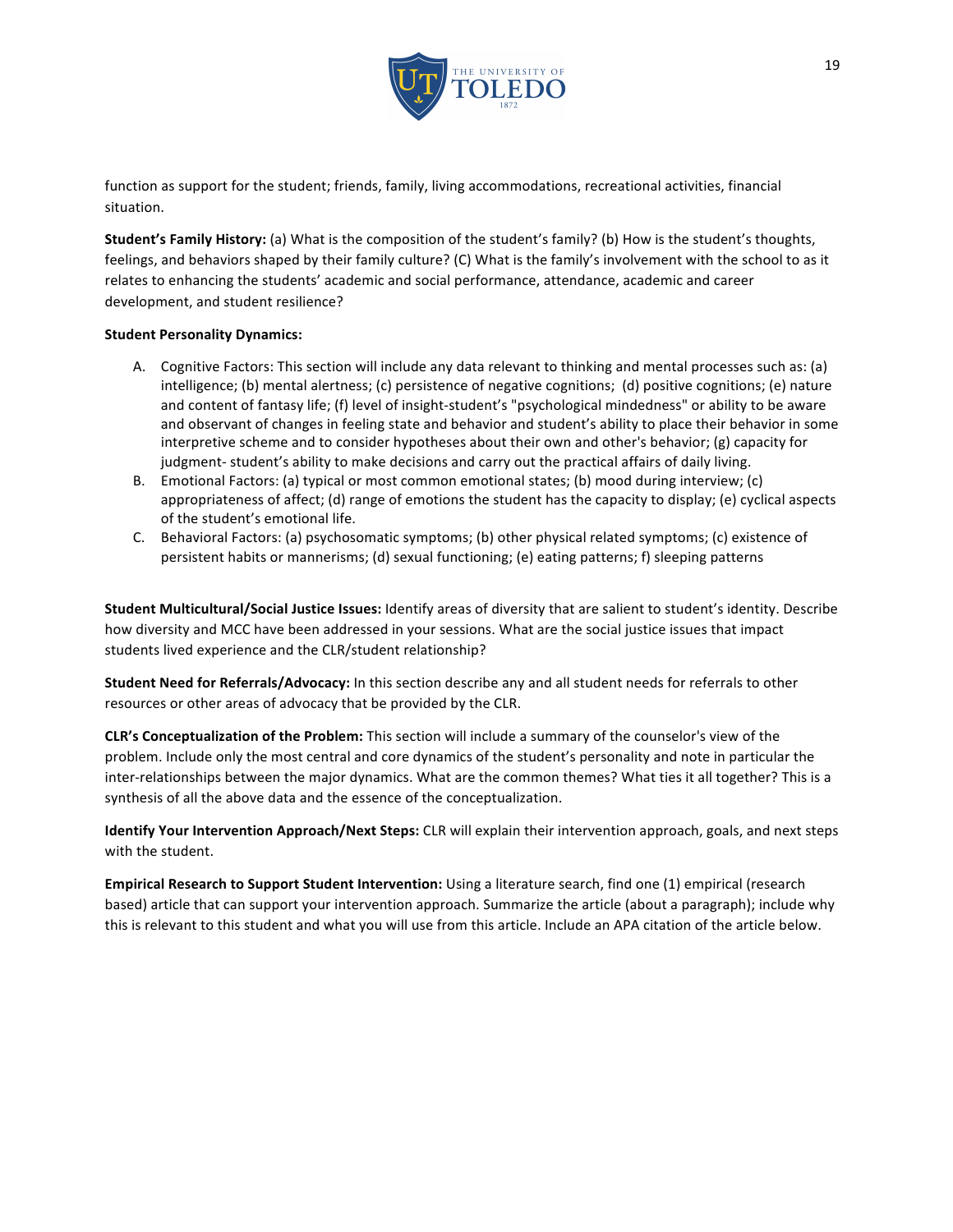function as support for the student; friends, family, living accommodations, recreational activities, financial situation.

**Student's Family History:** (a) What is the composition of the student's family? (b) How is the student's thoughts, feelings, and behaviors shaped by their family culture? (C) What is the family's involvement with the school to as it relates to enhancing the students' academic and social performance, attendance, academic and career development, and student resilience?

**Student Personality Dynamics:**

A. Cognitive Factors: This section will include any data relevant to thinking and mental processes such as: (a) intelligence; (b) mental alertness; (c) persistence of negative cognitions; (d) positive cognitions; (e) nature and content of fantasy life; (f) level of insight-student's "psychological mindedness" or ability to be aware and observant of changes in feeling state and behavior and student's ability to place their behavior in some interpretive scheme and to consider hypotheses about their own and other's behavior; (g) capacity for judgment- student's ability to make decisions and carry out the practical affairs of daily living.
B. Emotional Factors: (a) typical or most common emotional states; (b) mood during interview; (c) appropriateness of affect; (d) range of emotions the student has the capacity to display; (e) cyclical aspects of the student's emotional life.
C. Behavioral Factors: (a) psychosomatic symptoms; (b) other physical related symptoms; (c) existence of persistent habits or mannerisms; (d) sexual functioning; (e) eating patterns; f) sleeping patterns

**Student Multicultural/Social Justice Issues:** Identify areas of diversity that are salient to student's identity. Describe how diversity and MCC have been addressed in your sessions. What are the social justice issues that impact students lived experience and the CLR/student relationship?

**Student Need for Referrals/Advocacy:** In this section describe any and all student needs for referrals to other resources or other areas of advocacy that be provided by the CLR.

**CLR's Conceptualization of the Problem:** This section will include a summary of the counselor's view of the problem. Include only the most central and core dynamics of the student's personality and note in particular the inter-relationships between the major dynamics. What are the common themes? What ties it all together? This is a synthesis of all the above data and the essence of the conceptualization.

**Identify Your Intervention Approach/Next Steps:** CLR will explain their intervention approach, goals, and next steps with the student.

**Empirical Research to Support Student Intervention:** Using a literature search, find one (1) empirical (research based) article that can support your intervention approach. Summarize the article (about a paragraph); include why this is relevant to this student and what you will use from this article. Include an APA citation of the article below.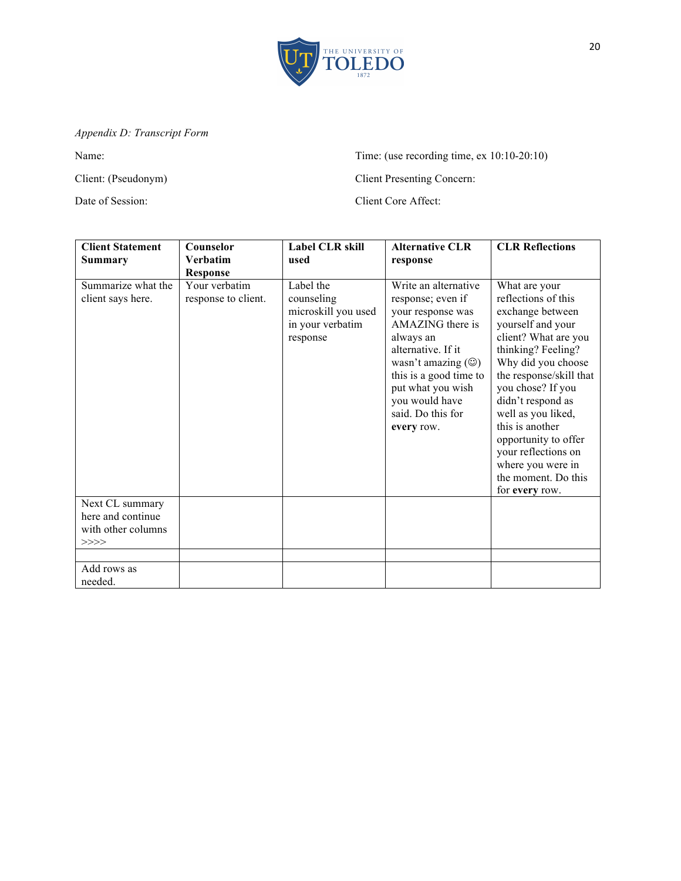*Appendix D: Transcript Form*

Name:

Client: (Pseudonym)

Date of Session:

Time: (use recording time, ex 10:10-20:10)

Client Presenting Concern:

Client Core Affect:

| Client Statement Summary | Counselor Verbatim Response | Label CLR skill used | Alternative CLR response | CLR Reflections |
|---|---|---|---|---|
| Summarize what the client says here. | Your verbatim response to client. | Label the counseling microskill you used in your verbatim response | Write an alternative response; even if your response was AMAZING there is always an alternative. If it wasn't amazing (☺) this is a good time to put what you wish you would have said. Do this for **every** row. | What are your reflections of this exchange between yourself and your client? What are you thinking? Feeling? Why did you choose the response/skill that you chose? If you didn't respond as well as you liked, this is another opportunity to offer your reflections on where you were in the moment. Do this for **every** row. |
| Next CL summary here and continue with other columns >>>> | | | | |
| | | | | |
| Add rows as needed. | | | | |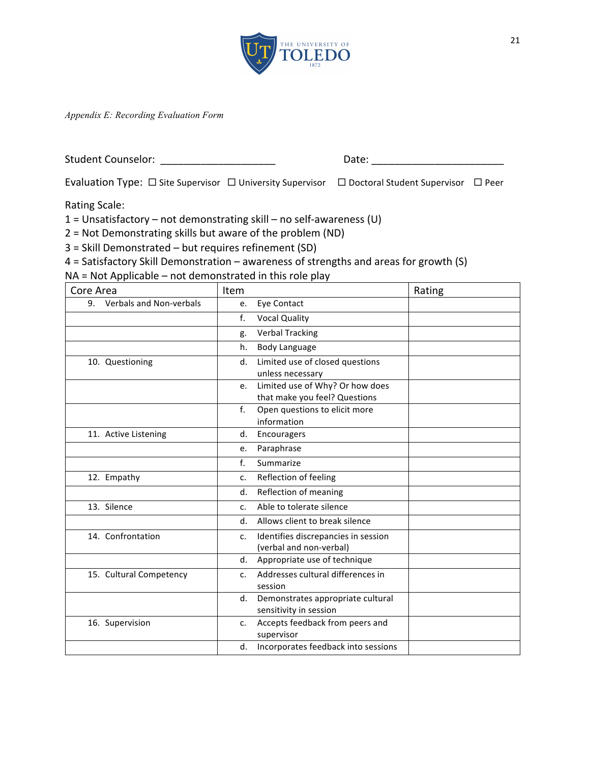*Appendix E: Recording Evaluation Form*

Student Counselor: ____________________ Date: ______________________

Evaluation Type: ☐ Site Supervisor ☐ University Supervisor ☐ Doctoral Student Supervisor ☐ Peer

Rating Scale:
1 = Unsatisfactory – not demonstrating skill – no self-awareness (U)
2 = Not Demonstrating skills but aware of the problem (ND)
3 = Skill Demonstrated – but requires refinement (SD)
4 = Satisfactory Skill Demonstration – awareness of strengths and areas for growth (S)
NA = Not Applicable – not demonstrated in this role play

| Core Area | Item | Rating |
|---|---|---|
| 9. Verbals and Non-verbals | e. Eye Contact | |
| | f. Vocal Quality | |
| | g. Verbal Tracking | |
| | h. Body Language | |
| 10. Questioning | d. Limited use of closed questions unless necessary | |
| | e. Limited use of Why? Or how does that make you feel? Questions | |
| | f. Open questions to elicit more information | |
| 11. Active Listening | d. Encouragers | |
| | e. Paraphrase | |
| | f. Summarize | |
| 12. Empathy | c. Reflection of feeling | |
| | d. Reflection of meaning | |
| 13. Silence | c. Able to tolerate silence | |
| | d. Allows client to break silence | |
| 14. Confrontation | c. Identifies discrepancies in session (verbal and non-verbal) | |
| | d. Appropriate use of technique | |
| 15. Cultural Competency | c. Addresses cultural differences in session | |
| | d. Demonstrates appropriate cultural sensitivity in session | |
| 16. Supervision | c. Accepts feedback from peers and supervisor | |
| | d. Incorporates feedback into sessions | |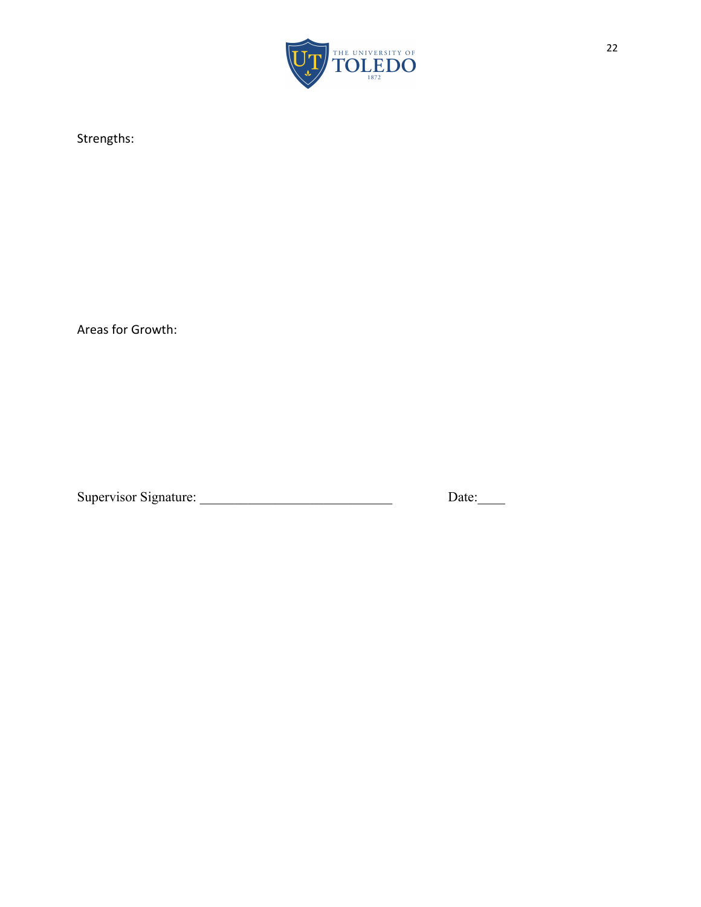Strengths:

Areas for Growth:

Supervisor Signature: ___________________________ Date:____